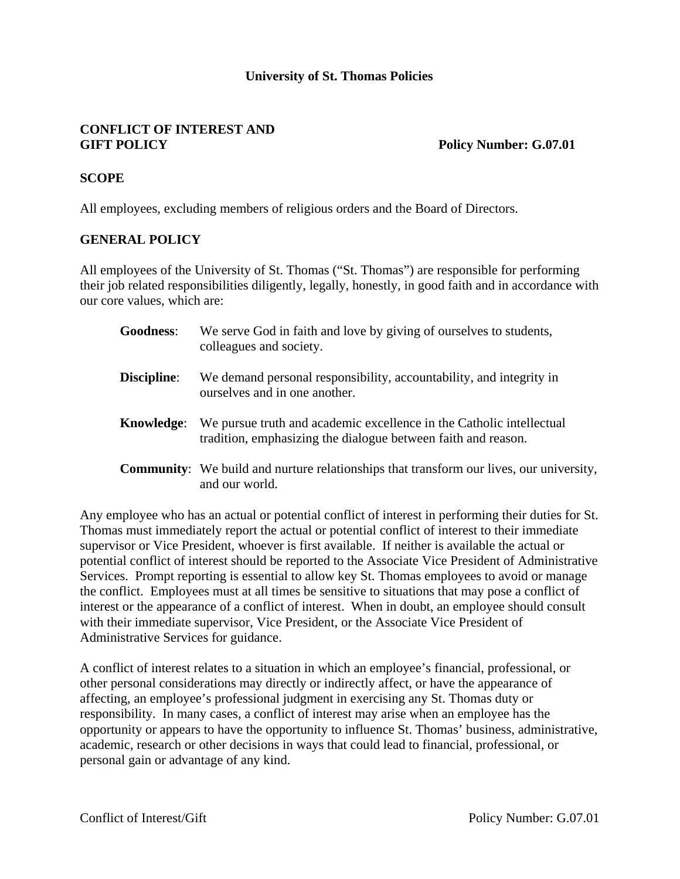**University of St. Thomas Policies**

## CONFLICT OF INTEREST AND GIFT POLICY

**Policy Number: G.07.01**

### SCOPE

All employees, excluding members of religious orders and the Board of Directors.

### GENERAL POLICY

All employees of the University of St. Thomas ("St. Thomas") are responsible for performing their job related responsibilities diligently, legally, honestly, in good faith and in accordance with our core values, which are:

**Goodness**: We serve God in faith and love by giving of ourselves to students, colleagues and society.

**Discipline**: We demand personal responsibility, accountability, and integrity in ourselves and in one another.

**Knowledge**: We pursue truth and academic excellence in the Catholic intellectual tradition, emphasizing the dialogue between faith and reason.

**Community**: We build and nurture relationships that transform our lives, our university, and our world.

Any employee who has an actual or potential conflict of interest in performing their duties for St. Thomas must immediately report the actual or potential conflict of interest to their immediate supervisor or Vice President, whoever is first available. If neither is available the actual or potential conflict of interest should be reported to the Associate Vice President of Administrative Services. Prompt reporting is essential to allow key St. Thomas employees to avoid or manage the conflict. Employees must at all times be sensitive to situations that may pose a conflict of interest or the appearance of a conflict of interest. When in doubt, an employee should consult with their immediate supervisor, Vice President, or the Associate Vice President of Administrative Services for guidance.

A conflict of interest relates to a situation in which an employee's financial, professional, or other personal considerations may directly or indirectly affect, or have the appearance of affecting, an employee's professional judgment in exercising any St. Thomas duty or responsibility. In many cases, a conflict of interest may arise when an employee has the opportunity or appears to have the opportunity to influence St. Thomas' business, administrative, academic, research or other decisions in ways that could lead to financial, professional, or personal gain or advantage of any kind.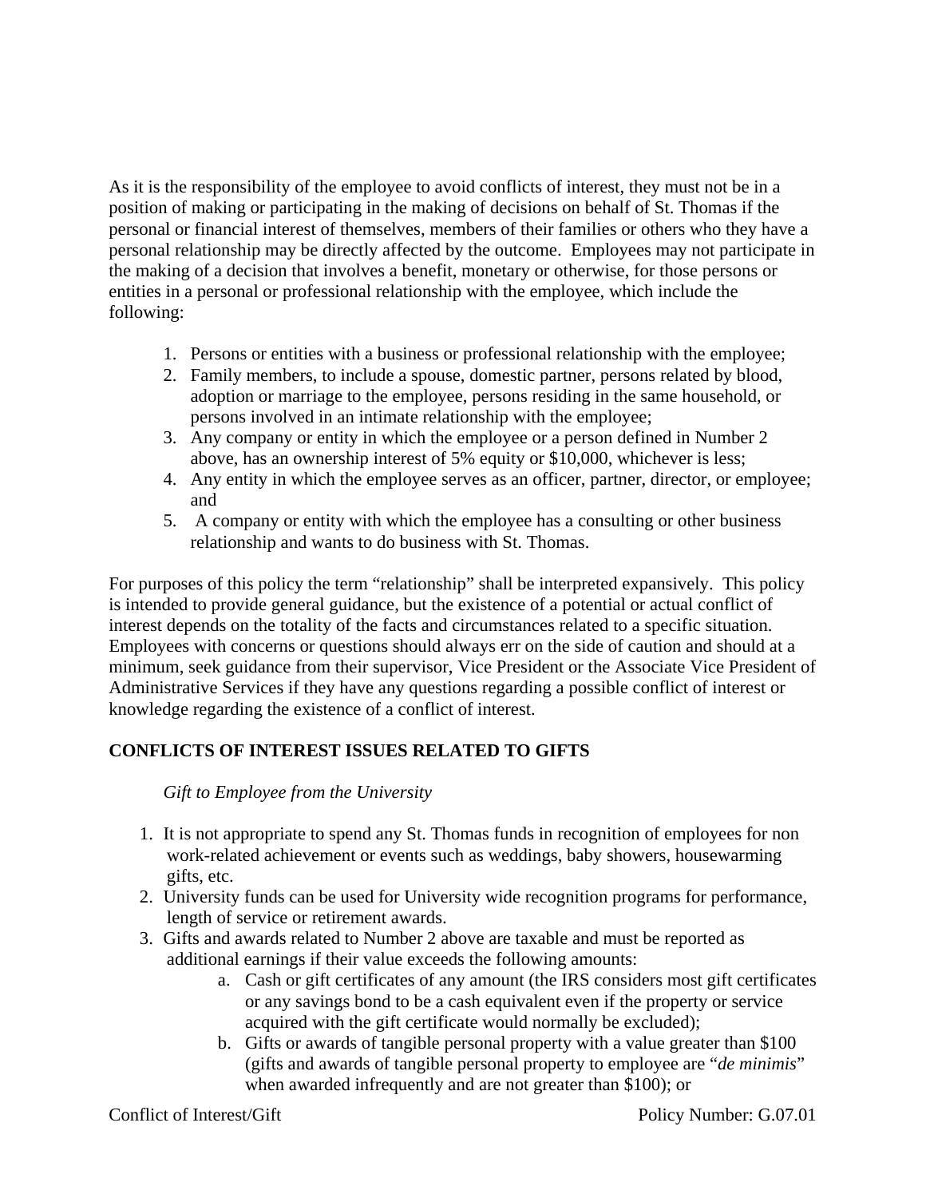As it is the responsibility of the employee to avoid conflicts of interest, they must not be in a position of making or participating in the making of decisions on behalf of St. Thomas if the personal or financial interest of themselves, members of their families or others who they have a personal relationship may be directly affected by the outcome. Employees may not participate in the making of a decision that involves a benefit, monetary or otherwise, for those persons or entities in a personal or professional relationship with the employee, which include the following:

1. Persons or entities with a business or professional relationship with the employee;
2. Family members, to include a spouse, domestic partner, persons related by blood, adoption or marriage to the employee, persons residing in the same household, or persons involved in an intimate relationship with the employee;
3. Any company or entity in which the employee or a person defined in Number 2 above, has an ownership interest of 5% equity or $10,000, whichever is less;
4. Any entity in which the employee serves as an officer, partner, director, or employee; and
5. A company or entity with which the employee has a consulting or other business relationship and wants to do business with St. Thomas.

For purposes of this policy the term "relationship" shall be interpreted expansively. This policy is intended to provide general guidance, but the existence of a potential or actual conflict of interest depends on the totality of the facts and circumstances related to a specific situation. Employees with concerns or questions should always err on the side of caution and should at a minimum, seek guidance from their supervisor, Vice President or the Associate Vice President of Administrative Services if they have any questions regarding a possible conflict of interest or knowledge regarding the existence of a conflict of interest.

## CONFLICTS OF INTEREST ISSUES RELATED TO GIFTS

*Gift to Employee from the University*

1. It is not appropriate to spend any St. Thomas funds in recognition of employees for non work-related achievement or events such as weddings, baby showers, housewarming gifts, etc.
2. University funds can be used for University wide recognition programs for performance, length of service or retirement awards.
3. Gifts and awards related to Number 2 above are taxable and must be reported as additional earnings if their value exceeds the following amounts:
    a. Cash or gift certificates of any amount (the IRS considers most gift certificates or any savings bond to be a cash equivalent even if the property or service acquired with the gift certificate would normally be excluded);
    b. Gifts or awards of tangible personal property with a value greater than $100 (gifts and awards of tangible personal property to employee are "*de minimis*" when awarded infrequently and are not greater than $100); or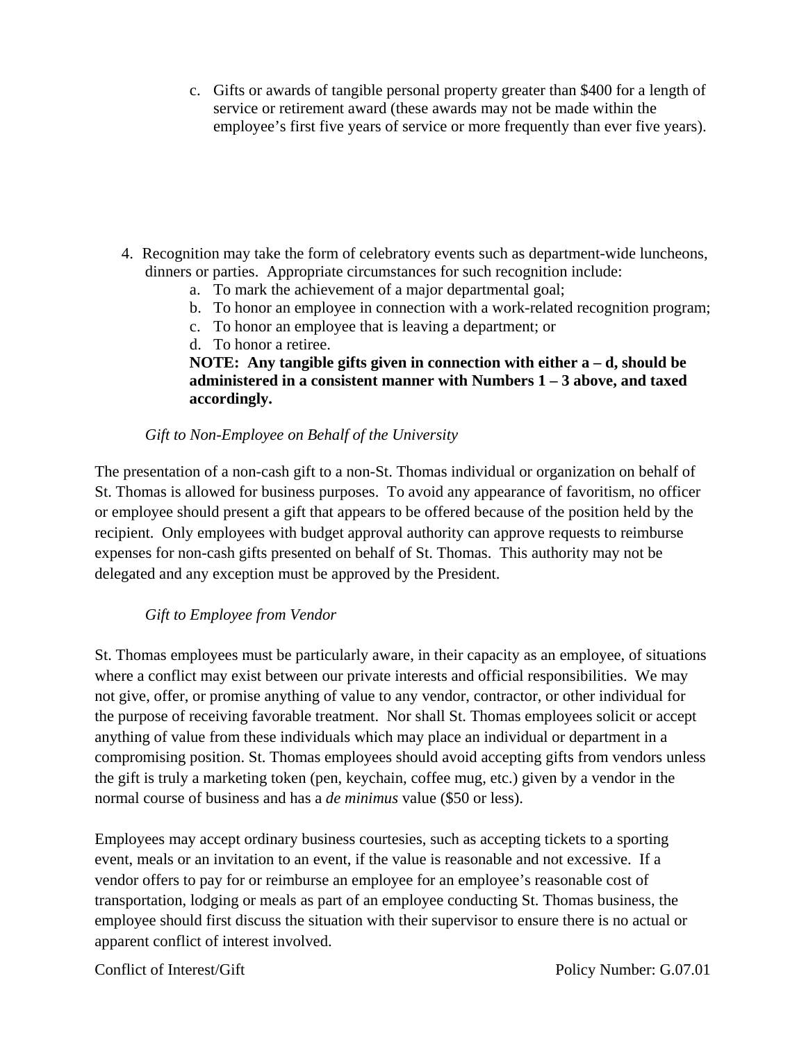c. Gifts or awards of tangible personal property greater than $400 for a length of service or retirement award (these awards may not be made within the employee's first five years of service or more frequently than ever five years).

4. Recognition may take the form of celebratory events such as department-wide luncheons, dinners or parties. Appropriate circumstances for such recognition include:
   a. To mark the achievement of a major departmental goal;
   b. To honor an employee in connection with a work-related recognition program;
   c. To honor an employee that is leaving a department; or
   d. To honor a retiree.

   **NOTE: Any tangible gifts given in connection with either a – d, should be administered in a consistent manner with Numbers 1 – 3 above, and taxed accordingly.**

*Gift to Non-Employee on Behalf of the University*

The presentation of a non-cash gift to a non-St. Thomas individual or organization on behalf of St. Thomas is allowed for business purposes. To avoid any appearance of favoritism, no officer or employee should present a gift that appears to be offered because of the position held by the recipient. Only employees with budget approval authority can approve requests to reimburse expenses for non-cash gifts presented on behalf of St. Thomas. This authority may not be delegated and any exception must be approved by the President.

*Gift to Employee from Vendor*

St. Thomas employees must be particularly aware, in their capacity as an employee, of situations where a conflict may exist between our private interests and official responsibilities. We may not give, offer, or promise anything of value to any vendor, contractor, or other individual for the purpose of receiving favorable treatment. Nor shall St. Thomas employees solicit or accept anything of value from these individuals which may place an individual or department in a compromising position. St. Thomas employees should avoid accepting gifts from vendors unless the gift is truly a marketing token (pen, keychain, coffee mug, etc.) given by a vendor in the normal course of business and has a *de minimus* value ($50 or less).

Employees may accept ordinary business courtesies, such as accepting tickets to a sporting event, meals or an invitation to an event, if the value is reasonable and not excessive. If a vendor offers to pay for or reimburse an employee for an employee's reasonable cost of transportation, lodging or meals as part of an employee conducting St. Thomas business, the employee should first discuss the situation with their supervisor to ensure there is no actual or apparent conflict of interest involved.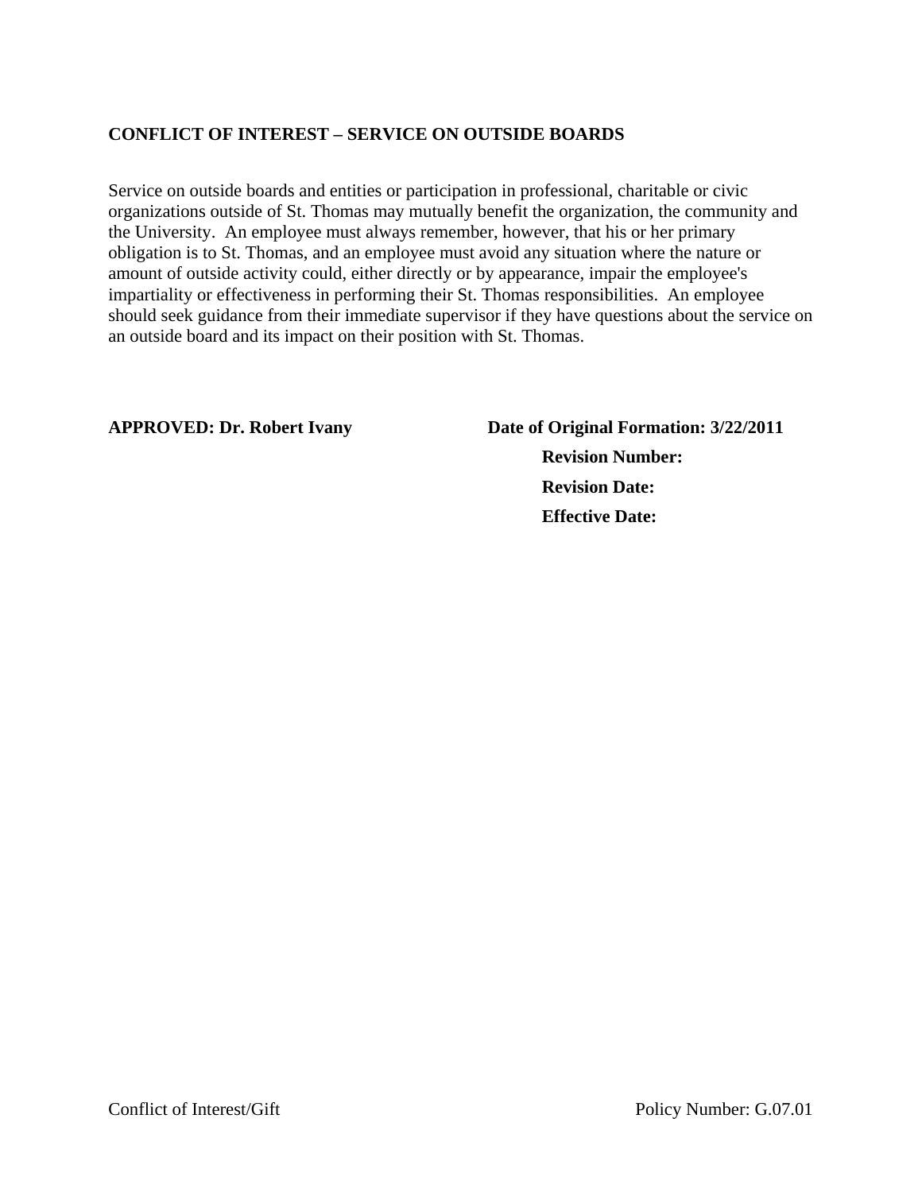**CONFLICT OF INTEREST – SERVICE ON OUTSIDE BOARDS**

Service on outside boards and entities or participation in professional, charitable or civic organizations outside of St. Thomas may mutually benefit the organization, the community and the University. An employee must always remember, however, that his or her primary obligation is to St. Thomas, and an employee must avoid any situation where the nature or amount of outside activity could, either directly or by appearance, impair the employee's impartiality or effectiveness in performing their St. Thomas responsibilities. An employee should seek guidance from their immediate supervisor if they have questions about the service on an outside board and its impact on their position with St. Thomas.

**APPROVED: Dr. Robert Ivany**

**Date of Original Formation: 3/22/2011**

**Revision Number:**

**Revision Date:**

**Effective Date:**

Conflict of Interest/Gift

Policy Number: G.07.01